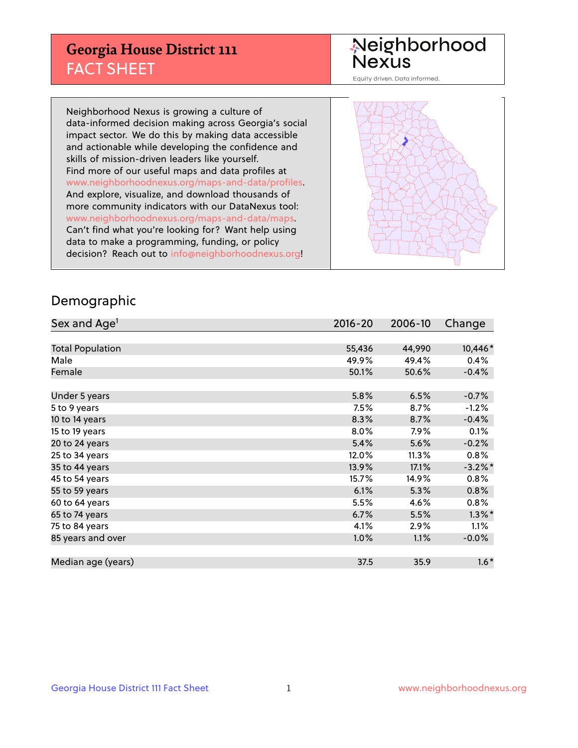# Georgia House District 111
## FACT SHEET

Neighborhood Nexus

Equity driven. Data informed.

Neighborhood Nexus is growing a culture of data-informed decision making across Georgia's social impact sector. We do this by making data accessible and actionable while developing the confidence and skills of mission-driven leaders like yourself. Find more of our useful maps and data profiles at www.neighborhoodnexus.org/maps-and-data/profiles. And explore, visualize, and download thousands of more community indicators with our DataNexus tool: www.neighborhoodnexus.org/maps-and-data/maps. Can't find what you're looking for? Want help using data to make a programming, funding, or policy decision? Reach out to info@neighborhoodnexus.org!

## Demographic

| Sex and Age[1] | 2016-20 | 2006-10 | Change |
|---|---|---|---|
| Total Population | 55,436 | 44,990 | 10,446* |
| Male | 49.9% | 49.4% | 0.4% |
| Female | 50.1% | 50.6% | -0.4% |
| | | | |
| Under 5 years | 5.8% | 6.5% | -0.7% |
| 5 to 9 years | 7.5% | 8.7% | -1.2% |
| 10 to 14 years | 8.3% | 8.7% | -0.4% |
| 15 to 19 years | 8.0% | 7.9% | 0.1% |
| 20 to 24 years | 5.4% | 5.6% | -0.2% |
| 25 to 34 years | 12.0% | 11.3% | 0.8% |
| 35 to 44 years | 13.9% | 17.1% | -3.2%* |
| 45 to 54 years | 15.7% | 14.9% | 0.8% |
| 55 to 59 years | 6.1% | 5.3% | 0.8% |
| 60 to 64 years | 5.5% | 4.6% | 0.8% |
| 65 to 74 years | 6.7% | 5.5% | 1.3%* |
| 75 to 84 years | 4.1% | 2.9% | 1.1% |
| 85 years and over | 1.0% | 1.1% | -0.0% |
| | | | |
| Median age (years) | 37.5 | 35.9 | 1.6* |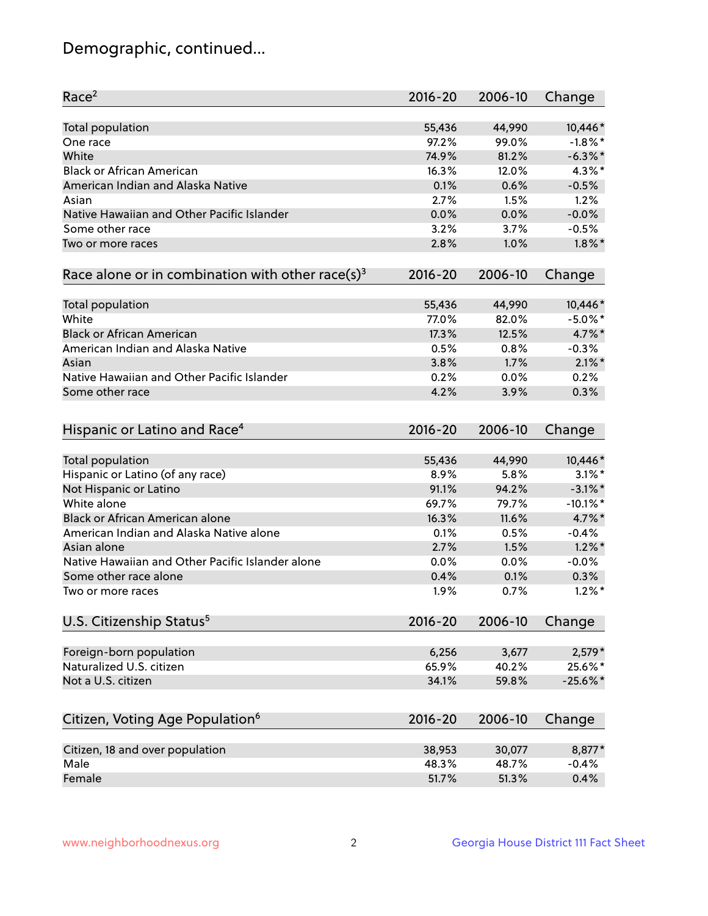# Demographic, continued...

| Race[2] | 2016-20 | 2006-10 | Change |
|---|---|---|---|
| Total population | 55,436 | 44,990 | 10,446* |
| One race | 97.2% | 99.0% | -1.8%* |
| White | 74.9% | 81.2% | -6.3%* |
| Black or African American | 16.3% | 12.0% | 4.3%* |
| American Indian and Alaska Native | 0.1% | 0.6% | -0.5% |
| Asian | 2.7% | 1.5% | 1.2% |
| Native Hawaiian and Other Pacific Islander | 0.0% | 0.0% | -0.0% |
| Some other race | 3.2% | 3.7% | -0.5% |
| Two or more races | 2.8% | 1.0% | 1.8%* |

| Race alone or in combination with other race(s)[3] | 2016-20 | 2006-10 | Change |
|---|---|---|---|
| Total population | 55,436 | 44,990 | 10,446* |
| White | 77.0% | 82.0% | -5.0%* |
| Black or African American | 17.3% | 12.5% | 4.7%* |
| American Indian and Alaska Native | 0.5% | 0.8% | -0.3% |
| Asian | 3.8% | 1.7% | 2.1%* |
| Native Hawaiian and Other Pacific Islander | 0.2% | 0.0% | 0.2% |
| Some other race | 4.2% | 3.9% | 0.3% |

| Hispanic or Latino and Race[4] | 2016-20 | 2006-10 | Change |
|---|---|---|---|
| Total population | 55,436 | 44,990 | 10,446* |
| Hispanic or Latino (of any race) | 8.9% | 5.8% | 3.1%* |
| Not Hispanic or Latino | 91.1% | 94.2% | -3.1%* |
| White alone | 69.7% | 79.7% | -10.1%* |
| Black or African American alone | 16.3% | 11.6% | 4.7%* |
| American Indian and Alaska Native alone | 0.1% | 0.5% | -0.4% |
| Asian alone | 2.7% | 1.5% | 1.2%* |
| Native Hawaiian and Other Pacific Islander alone | 0.0% | 0.0% | -0.0% |
| Some other race alone | 0.4% | 0.1% | 0.3% |
| Two or more races | 1.9% | 0.7% | 1.2%* |

| U.S. Citizenship Status[5] | 2016-20 | 2006-10 | Change |
|---|---|---|---|
| Foreign-born population | 6,256 | 3,677 | 2,579* |
| Naturalized U.S. citizen | 65.9% | 40.2% | 25.6%* |
| Not a U.S. citizen | 34.1% | 59.8% | -25.6%* |

| Citizen, Voting Age Population[6] | 2016-20 | 2006-10 | Change |
|---|---|---|---|
| Citizen, 18 and over population | 38,953 | 30,077 | 8,877* |
| Male | 48.3% | 48.7% | -0.4% |
| Female | 51.7% | 51.3% | 0.4% |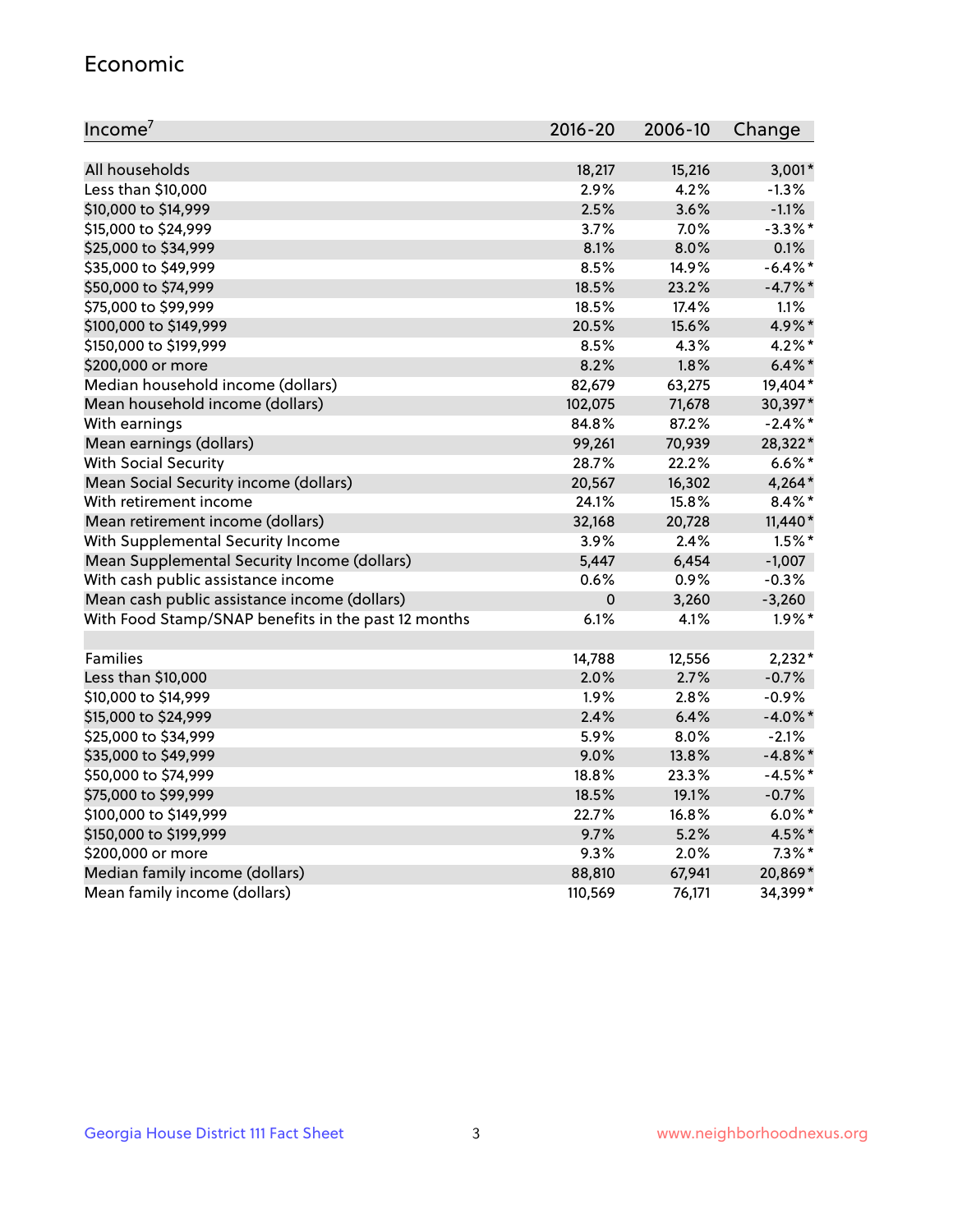## Economic

| Income[7] | 2016-20 | 2006-10 | Change |
|---|---|---|---|
| All households | 18,217 | 15,216 | 3,001* |
| Less than $10,000 | 2.9% | 4.2% | -1.3% |
| $10,000 to $14,999 | 2.5% | 3.6% | -1.1% |
| $15,000 to $24,999 | 3.7% | 7.0% | -3.3%* |
| $25,000 to $34,999 | 8.1% | 8.0% | 0.1% |
| $35,000 to $49,999 | 8.5% | 14.9% | -6.4%* |
| $50,000 to $74,999 | 18.5% | 23.2% | -4.7%* |
| $75,000 to $99,999 | 18.5% | 17.4% | 1.1% |
| $100,000 to $149,999 | 20.5% | 15.6% | 4.9%* |
| $150,000 to $199,999 | 8.5% | 4.3% | 4.2%* |
| $200,000 or more | 8.2% | 1.8% | 6.4%* |
| Median household income (dollars) | 82,679 | 63,275 | 19,404* |
| Mean household income (dollars) | 102,075 | 71,678 | 30,397* |
| With earnings | 84.8% | 87.2% | -2.4%* |
| Mean earnings (dollars) | 99,261 | 70,939 | 28,322* |
| With Social Security | 28.7% | 22.2% | 6.6%* |
| Mean Social Security income (dollars) | 20,567 | 16,302 | 4,264* |
| With retirement income | 24.1% | 15.8% | 8.4%* |
| Mean retirement income (dollars) | 32,168 | 20,728 | 11,440* |
| With Supplemental Security Income | 3.9% | 2.4% | 1.5%* |
| Mean Supplemental Security Income (dollars) | 5,447 | 6,454 | -1,007 |
| With cash public assistance income | 0.6% | 0.9% | -0.3% |
| Mean cash public assistance income (dollars) | 0 | 3,260 | -3,260 |
| With Food Stamp/SNAP benefits in the past 12 months | 6.1% | 4.1% | 1.9%* |
| | | | |
| Families | 14,788 | 12,556 | 2,232* |
| Less than $10,000 | 2.0% | 2.7% | -0.7% |
| $10,000 to $14,999 | 1.9% | 2.8% | -0.9% |
| $15,000 to $24,999 | 2.4% | 6.4% | -4.0%* |
| $25,000 to $34,999 | 5.9% | 8.0% | -2.1% |
| $35,000 to $49,999 | 9.0% | 13.8% | -4.8%* |
| $50,000 to $74,999 | 18.8% | 23.3% | -4.5%* |
| $75,000 to $99,999 | 18.5% | 19.1% | -0.7% |
| $100,000 to $149,999 | 22.7% | 16.8% | 6.0%* |
| $150,000 to $199,999 | 9.7% | 5.2% | 4.5%* |
| $200,000 or more | 9.3% | 2.0% | 7.3%* |
| Median family income (dollars) | 88,810 | 67,941 | 20,869* |
| Mean family income (dollars) | 110,569 | 76,171 | 34,399* |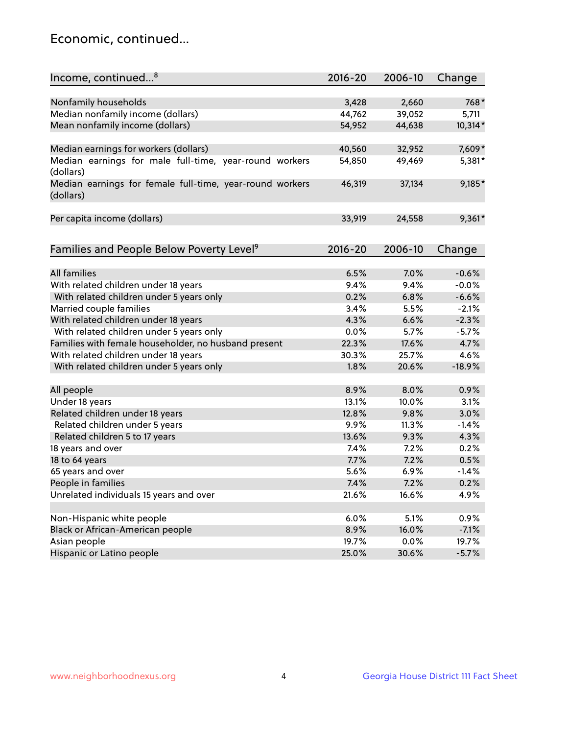## Economic, continued...

| Income, continued...[8] | 2016-20 | 2006-10 | Change |
|---|---|---|---|
| Nonfamily households | 3,428 | 2,660 | 768* |
| Median nonfamily income (dollars) | 44,762 | 39,052 | 5,711 |
| Mean nonfamily income (dollars) | 54,952 | 44,638 | 10,314* |
| Median earnings for workers (dollars) | 40,560 | 32,952 | 7,609* |
| Median earnings for male full-time, year-round workers (dollars) | 54,850 | 49,469 | 5,381* |
| Median earnings for female full-time, year-round workers (dollars) | 46,319 | 37,134 | 9,185* |
| Per capita income (dollars) | 33,919 | 24,558 | 9,361* |

| Families and People Below Poverty Level[9] | 2016-20 | 2006-10 | Change |
|---|---|---|---|
| All families | 6.5% | 7.0% | -0.6% |
| With related children under 18 years | 9.4% | 9.4% | -0.0% |
| With related children under 5 years only | 0.2% | 6.8% | -6.6% |
| Married couple families | 3.4% | 5.5% | -2.1% |
| With related children under 18 years | 4.3% | 6.6% | -2.3% |
| With related children under 5 years only | 0.0% | 5.7% | -5.7% |
| Families with female householder, no husband present | 22.3% | 17.6% | 4.7% |
| With related children under 18 years | 30.3% | 25.7% | 4.6% |
| With related children under 5 years only | 1.8% | 20.6% | -18.9% |
| All people | 8.9% | 8.0% | 0.9% |
| Under 18 years | 13.1% | 10.0% | 3.1% |
| Related children under 18 years | 12.8% | 9.8% | 3.0% |
| Related children under 5 years | 9.9% | 11.3% | -1.4% |
| Related children 5 to 17 years | 13.6% | 9.3% | 4.3% |
| 18 years and over | 7.4% | 7.2% | 0.2% |
| 18 to 64 years | 7.7% | 7.2% | 0.5% |
| 65 years and over | 5.6% | 6.9% | -1.4% |
| People in families | 7.4% | 7.2% | 0.2% |
| Unrelated individuals 15 years and over | 21.6% | 16.6% | 4.9% |
| Non-Hispanic white people | 6.0% | 5.1% | 0.9% |
| Black or African-American people | 8.9% | 16.0% | -7.1% |
| Asian people | 19.7% | 0.0% | 19.7% |
| Hispanic or Latino people | 25.0% | 30.6% | -5.7% |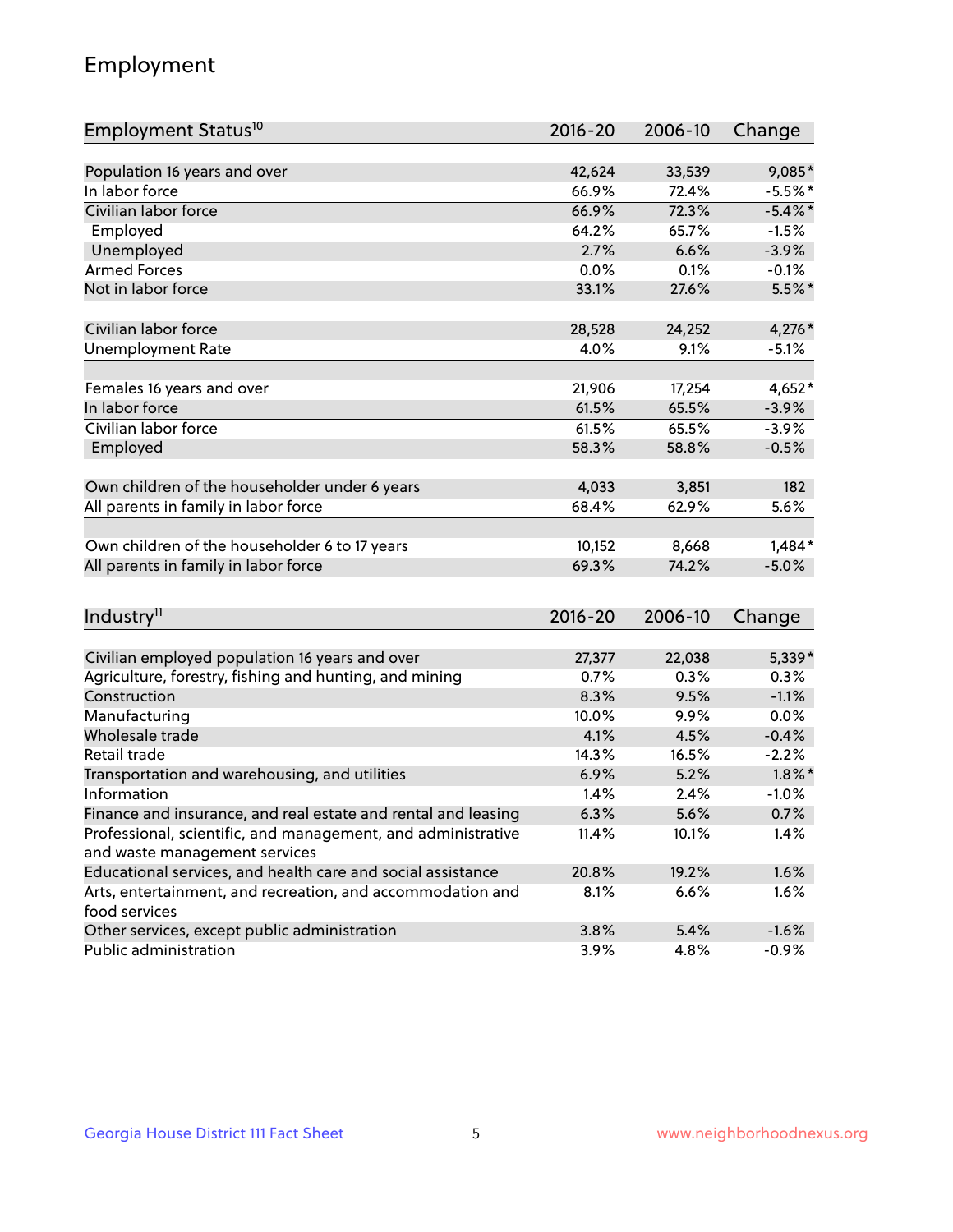# Employment

| Employment Status[10] | 2016-20 | 2006-10 | Change |
|---|---|---|---|
| Population 16 years and over | 42,624 | 33,539 | 9,085* |
| In labor force | 66.9% | 72.4% | -5.5%* |
| Civilian labor force | 66.9% | 72.3% | -5.4%* |
| Employed | 64.2% | 65.7% | -1.5% |
| Unemployed | 2.7% | 6.6% | -3.9% |
| Armed Forces | 0.0% | 0.1% | -0.1% |
| Not in labor force | 33.1% | 27.6% | 5.5%* |
| | | | |
| Civilian labor force | 28,528 | 24,252 | 4,276* |
| Unemployment Rate | 4.0% | 9.1% | -5.1% |
| | | | |
| Females 16 years and over | 21,906 | 17,254 | 4,652* |
| In labor force | 61.5% | 65.5% | -3.9% |
| Civilian labor force | 61.5% | 65.5% | -3.9% |
| Employed | 58.3% | 58.8% | -0.5% |
| | | | |
| Own children of the householder under 6 years | 4,033 | 3,851 | 182 |
| All parents in family in labor force | 68.4% | 62.9% | 5.6% |
| | | | |
| Own children of the householder 6 to 17 years | 10,152 | 8,668 | 1,484* |
| All parents in family in labor force | 69.3% | 74.2% | -5.0% |

| Industry[11] | 2016-20 | 2006-10 | Change |
|---|---|---|---|
| Civilian employed population 16 years and over | 27,377 | 22,038 | 5,339* |
| Agriculture, forestry, fishing and hunting, and mining | 0.7% | 0.3% | 0.3% |
| Construction | 8.3% | 9.5% | -1.1% |
| Manufacturing | 10.0% | 9.9% | 0.0% |
| Wholesale trade | 4.1% | 4.5% | -0.4% |
| Retail trade | 14.3% | 16.5% | -2.2% |
| Transportation and warehousing, and utilities | 6.9% | 5.2% | 1.8%* |
| Information | 1.4% | 2.4% | -1.0% |
| Finance and insurance, and real estate and rental and leasing | 6.3% | 5.6% | 0.7% |
| Professional, scientific, and management, and administrative and waste management services | 11.4% | 10.1% | 1.4% |
| Educational services, and health care and social assistance | 20.8% | 19.2% | 1.6% |
| Arts, entertainment, and recreation, and accommodation and food services | 8.1% | 6.6% | 1.6% |
| Other services, except public administration | 3.8% | 5.4% | -1.6% |
| Public administration | 3.9% | 4.8% | -0.9% |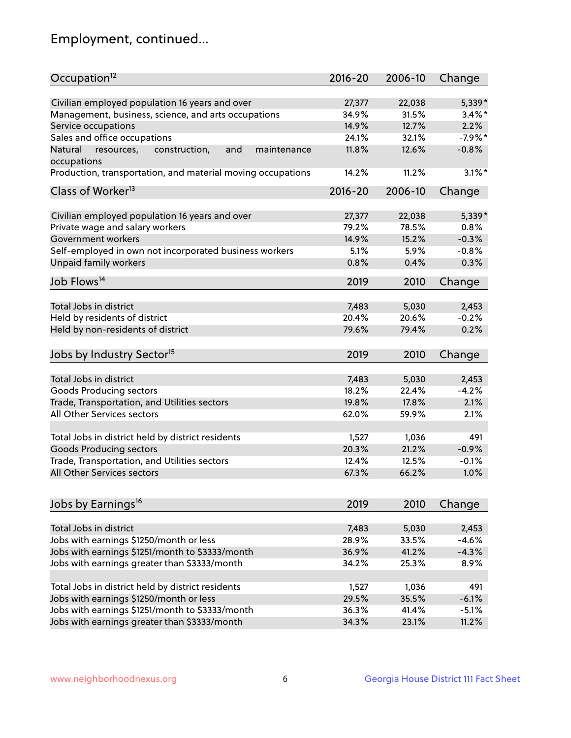## Employment, continued...

| Occupation[12] | 2016-20 | 2006-10 | Change |
|---|---|---|---|
| Civilian employed population 16 years and over | 27,377 | 22,038 | 5,339* |
| Management, business, science, and arts occupations | 34.9% | 31.5% | 3.4%* |
| Service occupations | 14.9% | 12.7% | 2.2% |
| Sales and office occupations | 24.1% | 32.1% | -7.9%* |
| Natural resources, construction, and maintenance occupations | 11.8% | 12.6% | -0.8% |
| Production, transportation, and material moving occupations | 14.2% | 11.2% | 3.1%* |

| Class of Worker[13] | 2016-20 | 2006-10 | Change |
|---|---|---|---|
| Civilian employed population 16 years and over | 27,377 | 22,038 | 5,339* |
| Private wage and salary workers | 79.2% | 78.5% | 0.8% |
| Government workers | 14.9% | 15.2% | -0.3% |
| Self-employed in own not incorporated business workers | 5.1% | 5.9% | -0.8% |
| Unpaid family workers | 0.8% | 0.4% | 0.3% |

| Job Flows[14] | 2019 | 2010 | Change |
|---|---|---|---|
| Total Jobs in district | 7,483 | 5,030 | 2,453 |
| Held by residents of district | 20.4% | 20.6% | -0.2% |
| Held by non-residents of district | 79.6% | 79.4% | 0.2% |

| Jobs by Industry Sector[15] | 2019 | 2010 | Change |
|---|---|---|---|
| Total Jobs in district | 7,483 | 5,030 | 2,453 |
| Goods Producing sectors | 18.2% | 22.4% | -4.2% |
| Trade, Transportation, and Utilities sectors | 19.8% | 17.8% | 2.1% |
| All Other Services sectors | 62.0% | 59.9% | 2.1% |
| | | | |
| Total Jobs in district held by district residents | 1,527 | 1,036 | 491 |
| Goods Producing sectors | 20.3% | 21.2% | -0.9% |
| Trade, Transportation, and Utilities sectors | 12.4% | 12.5% | -0.1% |
| All Other Services sectors | 67.3% | 66.2% | 1.0% |

| Jobs by Earnings[16] | 2019 | 2010 | Change |
|---|---|---|---|
| Total Jobs in district | 7,483 | 5,030 | 2,453 |
| Jobs with earnings $1250/month or less | 28.9% | 33.5% | -4.6% |
| Jobs with earnings $1251/month to $3333/month | 36.9% | 41.2% | -4.3% |
| Jobs with earnings greater than $3333/month | 34.2% | 25.3% | 8.9% |
| | | | |
| Total Jobs in district held by district residents | 1,527 | 1,036 | 491 |
| Jobs with earnings $1250/month or less | 29.5% | 35.5% | -6.1% |
| Jobs with earnings $1251/month to $3333/month | 36.3% | 41.4% | -5.1% |
| Jobs with earnings greater than $3333/month | 34.3% | 23.1% | 11.2% |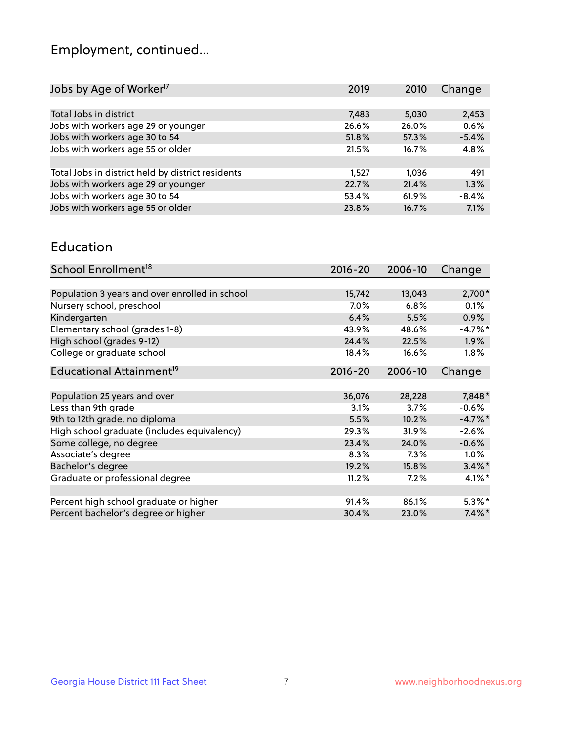## Employment, continued...

| Jobs by Age of Worker[17] | 2019 | 2010 | Change |
|---|---|---|---|
| Total Jobs in district | 7,483 | 5,030 | 2,453 |
| Jobs with workers age 29 or younger | 26.6% | 26.0% | 0.6% |
| Jobs with workers age 30 to 54 | 51.8% | 57.3% | -5.4% |
| Jobs with workers age 55 or older | 21.5% | 16.7% | 4.8% |
| | | | |
| Total Jobs in district held by district residents | 1,527 | 1,036 | 491 |
| Jobs with workers age 29 or younger | 22.7% | 21.4% | 1.3% |
| Jobs with workers age 30 to 54 | 53.4% | 61.9% | -8.4% |
| Jobs with workers age 55 or older | 23.8% | 16.7% | 7.1% |

## Education

| School Enrollment[18] | 2016-20 | 2006-10 | Change |
|---|---|---|---|
| Population 3 years and over enrolled in school | 15,742 | 13,043 | 2,700* |
| Nursery school, preschool | 7.0% | 6.8% | 0.1% |
| Kindergarten | 6.4% | 5.5% | 0.9% |
| Elementary school (grades 1-8) | 43.9% | 48.6% | -4.7%* |
| High school (grades 9-12) | 24.4% | 22.5% | 1.9% |
| College or graduate school | 18.4% | 16.6% | 1.8% |

| Educational Attainment[19] | 2016-20 | 2006-10 | Change |
|---|---|---|---|
| Population 25 years and over | 36,076 | 28,228 | 7,848* |
| Less than 9th grade | 3.1% | 3.7% | -0.6% |
| 9th to 12th grade, no diploma | 5.5% | 10.2% | -4.7%* |
| High school graduate (includes equivalency) | 29.3% | 31.9% | -2.6% |
| Some college, no degree | 23.4% | 24.0% | -0.6% |
| Associate's degree | 8.3% | 7.3% | 1.0% |
| Bachelor's degree | 19.2% | 15.8% | 3.4%* |
| Graduate or professional degree | 11.2% | 7.2% | 4.1%* |
| | | | |
| Percent high school graduate or higher | 91.4% | 86.1% | 5.3%* |
| Percent bachelor's degree or higher | 30.4% | 23.0% | 7.4%* |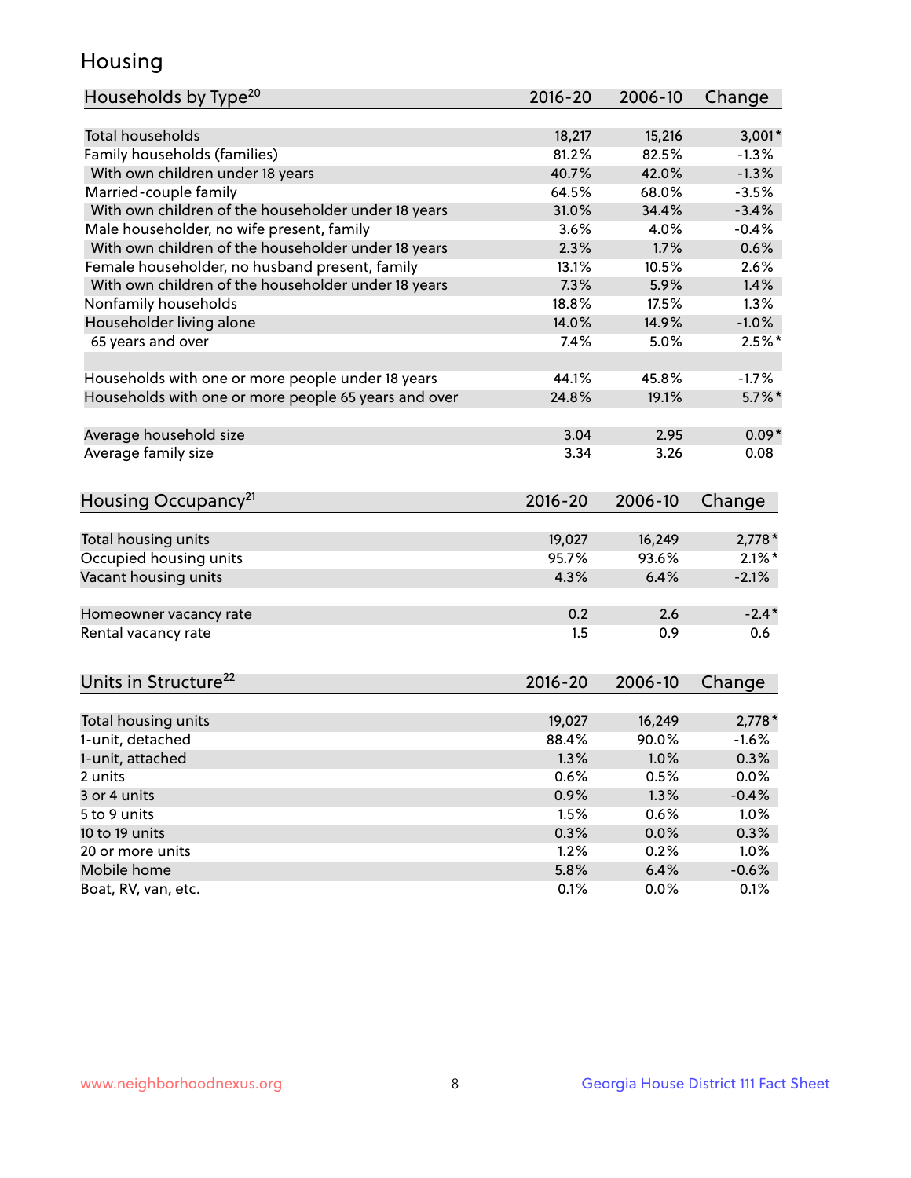# Housing

| Households by Type[20] | 2016-20 | 2006-10 | Change |
|---|---|---|---|
| Total households | 18,217 | 15,216 | 3,001* |
| Family households (families) | 81.2% | 82.5% | -1.3% |
| With own children under 18 years | 40.7% | 42.0% | -1.3% |
| Married-couple family | 64.5% | 68.0% | -3.5% |
| With own children of the householder under 18 years | 31.0% | 34.4% | -3.4% |
| Male householder, no wife present, family | 3.6% | 4.0% | -0.4% |
| With own children of the householder under 18 years | 2.3% | 1.7% | 0.6% |
| Female householder, no husband present, family | 13.1% | 10.5% | 2.6% |
| With own children of the householder under 18 years | 7.3% | 5.9% | 1.4% |
| Nonfamily households | 18.8% | 17.5% | 1.3% |
| Householder living alone | 14.0% | 14.9% | -1.0% |
| 65 years and over | 7.4% | 5.0% | 2.5%* |
| | | | |
| Households with one or more people under 18 years | 44.1% | 45.8% | -1.7% |
| Households with one or more people 65 years and over | 24.8% | 19.1% | 5.7%* |
| | | | |
| Average household size | 3.04 | 2.95 | 0.09* |
| Average family size | 3.34 | 3.26 | 0.08 |

| Housing Occupancy[21] | 2016-20 | 2006-10 | Change |
|---|---|---|---|
| Total housing units | 19,027 | 16,249 | 2,778* |
| Occupied housing units | 95.7% | 93.6% | 2.1%* |
| Vacant housing units | 4.3% | 6.4% | -2.1% |
| | | | |
| Homeowner vacancy rate | 0.2 | 2.6 | -2.4* |
| Rental vacancy rate | 1.5 | 0.9 | 0.6 |

| Units in Structure[22] | 2016-20 | 2006-10 | Change |
|---|---|---|---|
| Total housing units | 19,027 | 16,249 | 2,778* |
| 1-unit, detached | 88.4% | 90.0% | -1.6% |
| 1-unit, attached | 1.3% | 1.0% | 0.3% |
| 2 units | 0.6% | 0.5% | 0.0% |
| 3 or 4 units | 0.9% | 1.3% | -0.4% |
| 5 to 9 units | 1.5% | 0.6% | 1.0% |
| 10 to 19 units | 0.3% | 0.0% | 0.3% |
| 20 or more units | 1.2% | 0.2% | 1.0% |
| Mobile home | 5.8% | 6.4% | -0.6% |
| Boat, RV, van, etc. | 0.1% | 0.0% | 0.1% |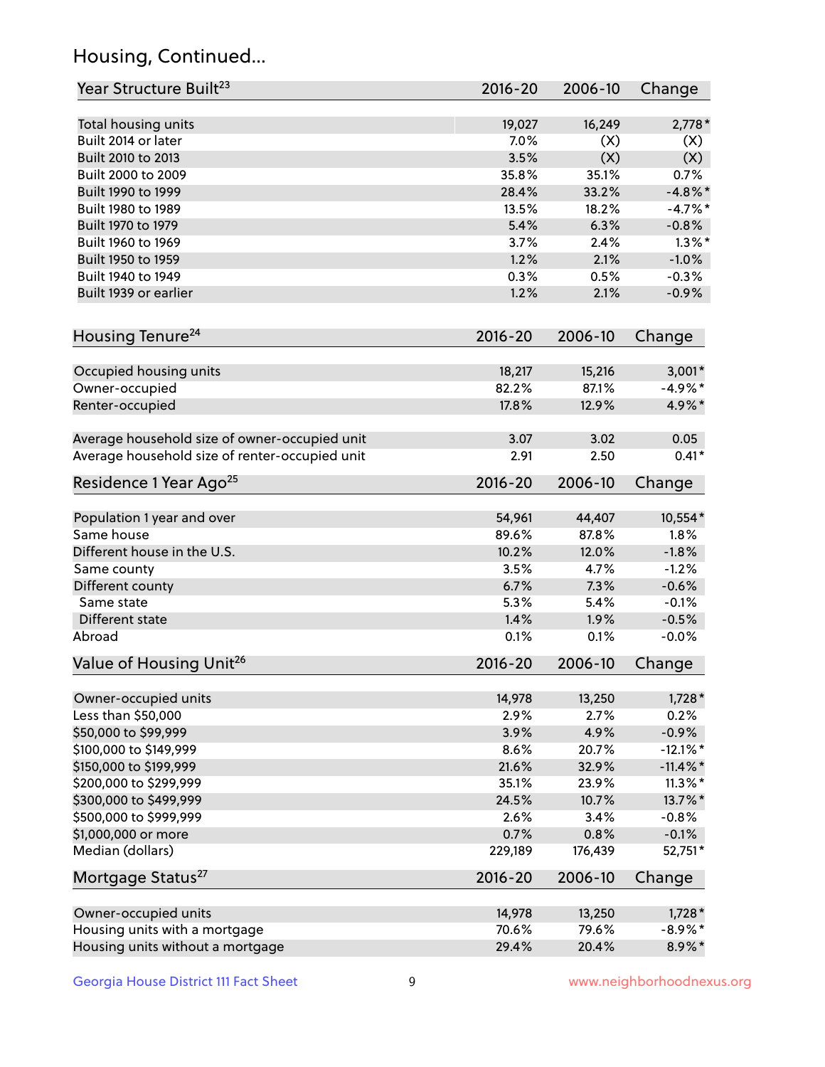## Housing, Continued...

| Year Structure Built[23] | 2016-20 | 2006-10 | Change |
|---|---|---|---|
| Total housing units | 19,027 | 16,249 | 2,778* |
| Built 2014 or later | 7.0% | (X) | (X) |
| Built 2010 to 2013 | 3.5% | (X) | (X) |
| Built 2000 to 2009 | 35.8% | 35.1% | 0.7% |
| Built 1990 to 1999 | 28.4% | 33.2% | -4.8%* |
| Built 1980 to 1989 | 13.5% | 18.2% | -4.7%* |
| Built 1970 to 1979 | 5.4% | 6.3% | -0.8% |
| Built 1960 to 1969 | 3.7% | 2.4% | 1.3%* |
| Built 1950 to 1959 | 1.2% | 2.1% | -1.0% |
| Built 1940 to 1949 | 0.3% | 0.5% | -0.3% |
| Built 1939 or earlier | 1.2% | 2.1% | -0.9% |

| Housing Tenure[24] | 2016-20 | 2006-10 | Change |
|---|---|---|---|
| Occupied housing units | 18,217 | 15,216 | 3,001* |
| Owner-occupied | 82.2% | 87.1% | -4.9%* |
| Renter-occupied | 17.8% | 12.9% | 4.9%* |
| Average household size of owner-occupied unit | 3.07 | 3.02 | 0.05 |
| Average household size of renter-occupied unit | 2.91 | 2.50 | 0.41* |

| Residence 1 Year Ago[25] | 2016-20 | 2006-10 | Change |
|---|---|---|---|
| Population 1 year and over | 54,961 | 44,407 | 10,554* |
| Same house | 89.6% | 87.8% | 1.8% |
| Different house in the U.S. | 10.2% | 12.0% | -1.8% |
| Same county | 3.5% | 4.7% | -1.2% |
| Different county | 6.7% | 7.3% | -0.6% |
| Same state | 5.3% | 5.4% | -0.1% |
| Different state | 1.4% | 1.9% | -0.5% |
| Abroad | 0.1% | 0.1% | -0.0% |

| Value of Housing Unit[26] | 2016-20 | 2006-10 | Change |
|---|---|---|---|
| Owner-occupied units | 14,978 | 13,250 | 1,728* |
| Less than $50,000 | 2.9% | 2.7% | 0.2% |
| $50,000 to $99,999 | 3.9% | 4.9% | -0.9% |
| $100,000 to $149,999 | 8.6% | 20.7% | -12.1%* |
| $150,000 to $199,999 | 21.6% | 32.9% | -11.4%* |
| $200,000 to $299,999 | 35.1% | 23.9% | 11.3%* |
| $300,000 to $499,999 | 24.5% | 10.7% | 13.7%* |
| $500,000 to $999,999 | 2.6% | 3.4% | -0.8% |
| $1,000,000 or more | 0.7% | 0.8% | -0.1% |
| Median (dollars) | 229,189 | 176,439 | 52,751* |

| Mortgage Status[27] | 2016-20 | 2006-10 | Change |
|---|---|---|---|
| Owner-occupied units | 14,978 | 13,250 | 1,728* |
| Housing units with a mortgage | 70.6% | 79.6% | -8.9%* |
| Housing units without a mortgage | 29.4% | 20.4% | 8.9%* |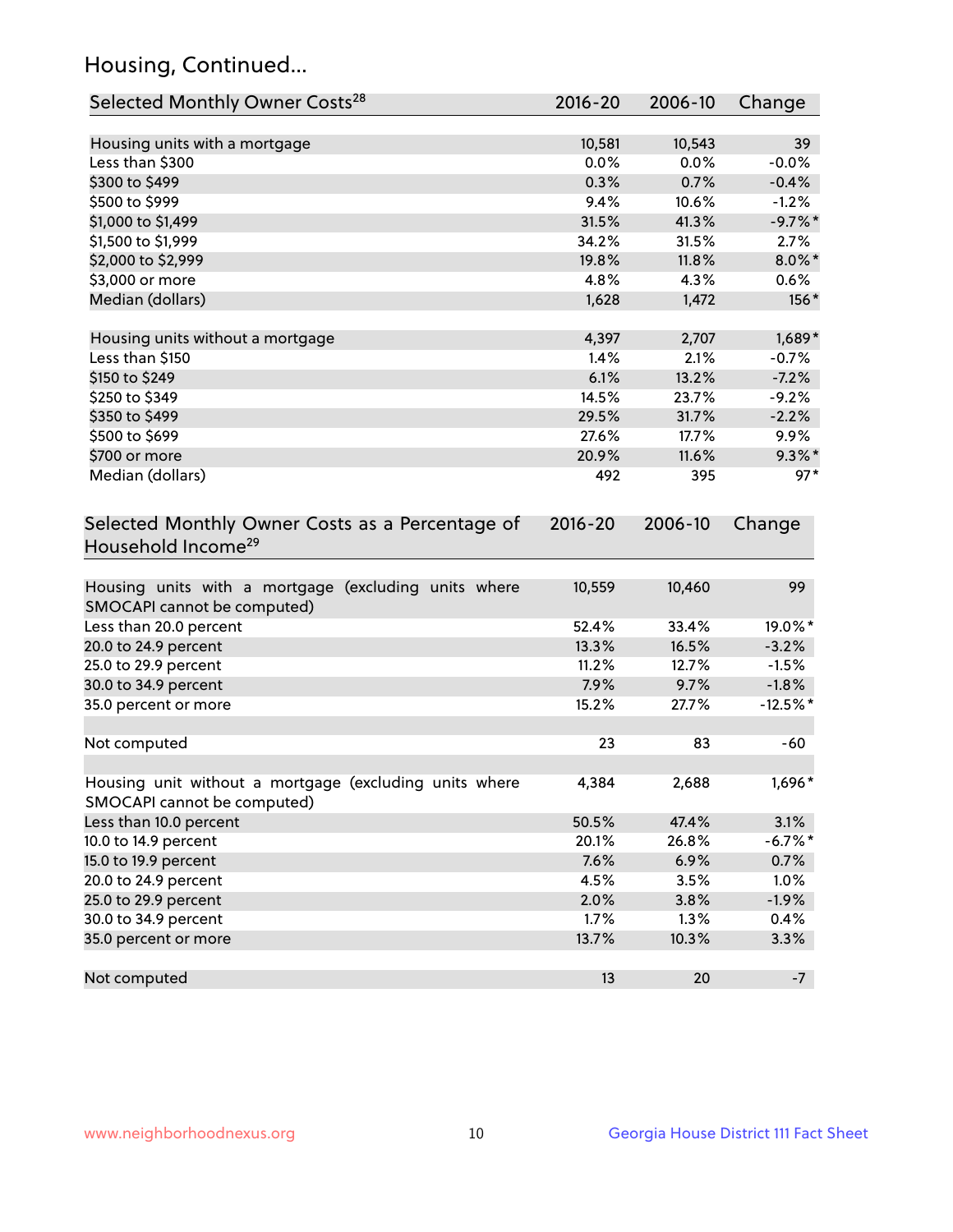## Housing, Continued...

| Selected Monthly Owner Costs[28] | 2016-20 | 2006-10 | Change |
|---|---|---|---|
| Housing units with a mortgage | 10,581 | 10,543 | 39 |
| Less than $300 | 0.0% | 0.0% | -0.0% |
| $300 to $499 | 0.3% | 0.7% | -0.4% |
| $500 to $999 | 9.4% | 10.6% | -1.2% |
| $1,000 to $1,499 | 31.5% | 41.3% | -9.7%* |
| $1,500 to $1,999 | 34.2% | 31.5% | 2.7% |
| $2,000 to $2,999 | 19.8% | 11.8% | 8.0%* |
| $3,000 or more | 4.8% | 4.3% | 0.6% |
| Median (dollars) | 1,628 | 1,472 | 156* |
| Housing units without a mortgage | 4,397 | 2,707 | 1,689* |
| Less than $150 | 1.4% | 2.1% | -0.7% |
| $150 to $249 | 6.1% | 13.2% | -7.2% |
| $250 to $349 | 14.5% | 23.7% | -9.2% |
| $350 to $499 | 29.5% | 31.7% | -2.2% |
| $500 to $699 | 27.6% | 17.7% | 9.9% |
| $700 or more | 20.9% | 11.6% | 9.3%* |
| Median (dollars) | 492 | 395 | 97* |

| Selected Monthly Owner Costs as a Percentage of Household Income[29] | 2016-20 | 2006-10 | Change |
|---|---|---|---|
| Housing units with a mortgage (excluding units where SMOCAPI cannot be computed) | 10,559 | 10,460 | 99 |
| Less than 20.0 percent | 52.4% | 33.4% | 19.0%* |
| 20.0 to 24.9 percent | 13.3% | 16.5% | -3.2% |
| 25.0 to 29.9 percent | 11.2% | 12.7% | -1.5% |
| 30.0 to 34.9 percent | 7.9% | 9.7% | -1.8% |
| 35.0 percent or more | 15.2% | 27.7% | -12.5%* |
| Not computed | 23 | 83 | -60 |
| Housing unit without a mortgage (excluding units where SMOCAPI cannot be computed) | 4,384 | 2,688 | 1,696* |
| Less than 10.0 percent | 50.5% | 47.4% | 3.1% |
| 10.0 to 14.9 percent | 20.1% | 26.8% | -6.7%* |
| 15.0 to 19.9 percent | 7.6% | 6.9% | 0.7% |
| 20.0 to 24.9 percent | 4.5% | 3.5% | 1.0% |
| 25.0 to 29.9 percent | 2.0% | 3.8% | -1.9% |
| 30.0 to 34.9 percent | 1.7% | 1.3% | 0.4% |
| 35.0 percent or more | 13.7% | 10.3% | 3.3% |
| Not computed | 13 | 20 | -7 |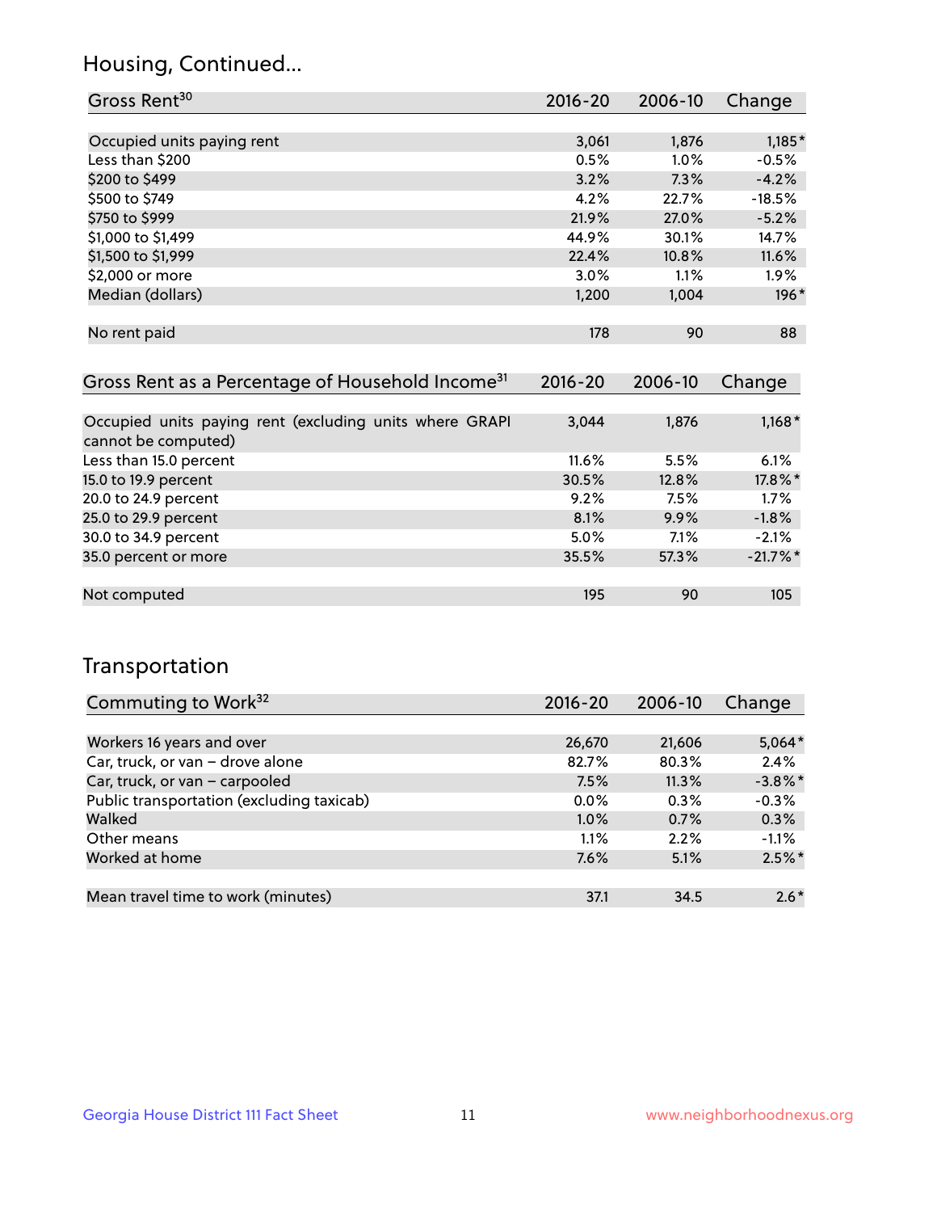## Housing, Continued...

| Gross Rent[30] | 2016-20 | 2006-10 | Change |
|---|---|---|---|
| Occupied units paying rent | 3,061 | 1,876 | 1,185* |
| Less than $200 | 0.5% | 1.0% | -0.5% |
| $200 to $499 | 3.2% | 7.3% | -4.2% |
| $500 to $749 | 4.2% | 22.7% | -18.5% |
| $750 to $999 | 21.9% | 27.0% | -5.2% |
| $1,000 to $1,499 | 44.9% | 30.1% | 14.7% |
| $1,500 to $1,999 | 22.4% | 10.8% | 11.6% |
| $2,000 or more | 3.0% | 1.1% | 1.9% |
| Median (dollars) | 1,200 | 1,004 | 196* |
| No rent paid | 178 | 90 | 88 |

| Gross Rent as a Percentage of Household Income[31] | 2016-20 | 2006-10 | Change |
|---|---|---|---|
| Occupied units paying rent (excluding units where GRAPI cannot be computed) | 3,044 | 1,876 | 1,168* |
| Less than 15.0 percent | 11.6% | 5.5% | 6.1% |
| 15.0 to 19.9 percent | 30.5% | 12.8% | 17.8%* |
| 20.0 to 24.9 percent | 9.2% | 7.5% | 1.7% |
| 25.0 to 29.9 percent | 8.1% | 9.9% | -1.8% |
| 30.0 to 34.9 percent | 5.0% | 7.1% | -2.1% |
| 35.0 percent or more | 35.5% | 57.3% | -21.7%* |
| Not computed | 195 | 90 | 105 |

## Transportation

| Commuting to Work[32] | 2016-20 | 2006-10 | Change |
|---|---|---|---|
| Workers 16 years and over | 26,670 | 21,606 | 5,064* |
| Car, truck, or van – drove alone | 82.7% | 80.3% | 2.4% |
| Car, truck, or van – carpooled | 7.5% | 11.3% | -3.8%* |
| Public transportation (excluding taxicab) | 0.0% | 0.3% | -0.3% |
| Walked | 1.0% | 0.7% | 0.3% |
| Other means | 1.1% | 2.2% | -1.1% |
| Worked at home | 7.6% | 5.1% | 2.5%* |
| Mean travel time to work (minutes) | 37.1 | 34.5 | 2.6* |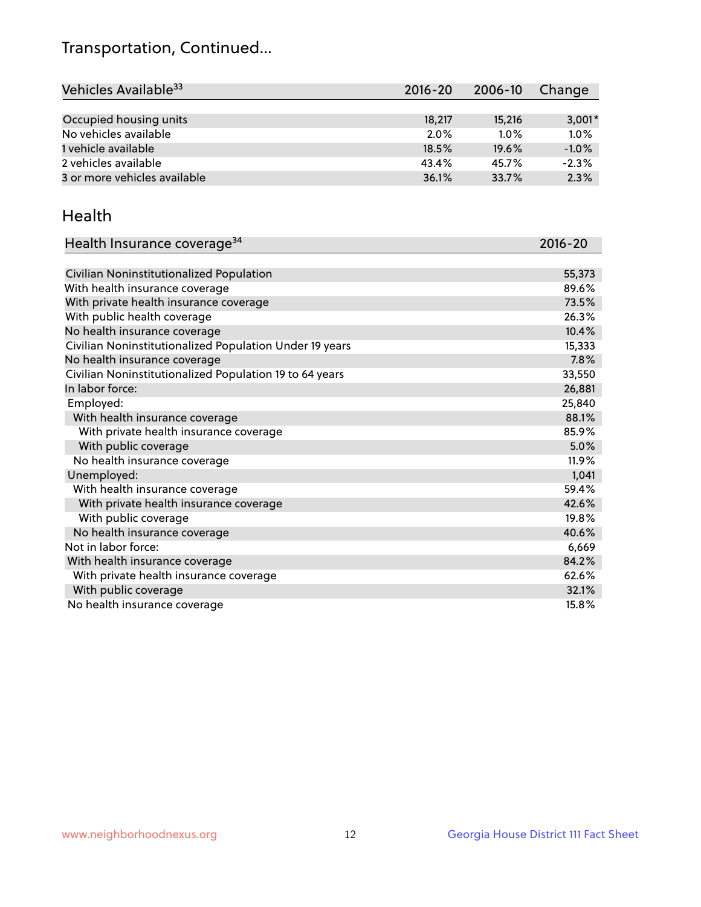## Transportation, Continued...

| Vehicles Available[33] | 2016-20 | 2006-10 | Change |
|---|---|---|---|
| Occupied housing units | 18,217 | 15,216 | 3,001* |
| No vehicles available | 2.0% | 1.0% | 1.0% |
| 1 vehicle available | 18.5% | 19.6% | -1.0% |
| 2 vehicles available | 43.4% | 45.7% | -2.3% |
| 3 or more vehicles available | 36.1% | 33.7% | 2.3% |

## Health

| Health Insurance coverage[34] | 2016-20 |
|---|---|
| Civilian Noninstitutionalized Population | 55,373 |
| With health insurance coverage | 89.6% |
| With private health insurance coverage | 73.5% |
| With public health coverage | 26.3% |
| No health insurance coverage | 10.4% |
| Civilian Noninstitutionalized Population Under 19 years | 15,333 |
| No health insurance coverage | 7.8% |
| Civilian Noninstitutionalized Population 19 to 64 years | 33,550 |
| In labor force: | 26,881 |
| Employed: | 25,840 |
| With health insurance coverage | 88.1% |
| With private health insurance coverage | 85.9% |
| With public coverage | 5.0% |
| No health insurance coverage | 11.9% |
| Unemployed: | 1,041 |
| With health insurance coverage | 59.4% |
| With private health insurance coverage | 42.6% |
| With public coverage | 19.8% |
| No health insurance coverage | 40.6% |
| Not in labor force: | 6,669 |
| With health insurance coverage | 84.2% |
| With private health insurance coverage | 62.6% |
| With public coverage | 32.1% |
| No health insurance coverage | 15.8% |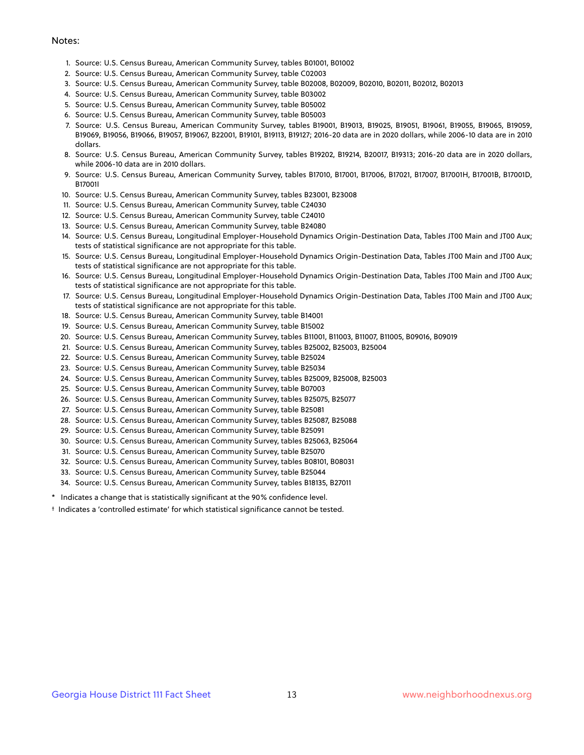Notes:

1. Source: U.S. Census Bureau, American Community Survey, tables B01001, B01002
2. Source: U.S. Census Bureau, American Community Survey, table C02003
3. Source: U.S. Census Bureau, American Community Survey, table B02008, B02009, B02010, B02011, B02012, B02013
4. Source: U.S. Census Bureau, American Community Survey, table B03002
5. Source: U.S. Census Bureau, American Community Survey, table B05002
6. Source: U.S. Census Bureau, American Community Survey, table B05003
7. Source: U.S. Census Bureau, American Community Survey, tables B19001, B19013, B19025, B19051, B19061, B19055, B19065, B19059, B19069, B19056, B19066, B19057, B19067, B22001, B19101, B19113, B19127; 2016-20 data are in 2020 dollars, while 2006-10 data are in 2010 dollars.
8. Source: U.S. Census Bureau, American Community Survey, tables B19202, B19214, B20017, B19313; 2016-20 data are in 2020 dollars, while 2006-10 data are in 2010 dollars.
9. Source: U.S. Census Bureau, American Community Survey, tables B17010, B17001, B17006, B17021, B17007, B17001H, B17001B, B17001D, B17001I
10. Source: U.S. Census Bureau, American Community Survey, tables B23001, B23008
11. Source: U.S. Census Bureau, American Community Survey, table C24030
12. Source: U.S. Census Bureau, American Community Survey, table C24010
13. Source: U.S. Census Bureau, American Community Survey, table B24080
14. Source: U.S. Census Bureau, Longitudinal Employer-Household Dynamics Origin-Destination Data, Tables JT00 Main and JT00 Aux; tests of statistical significance are not appropriate for this table.
15. Source: U.S. Census Bureau, Longitudinal Employer-Household Dynamics Origin-Destination Data, Tables JT00 Main and JT00 Aux; tests of statistical significance are not appropriate for this table.
16. Source: U.S. Census Bureau, Longitudinal Employer-Household Dynamics Origin-Destination Data, Tables JT00 Main and JT00 Aux; tests of statistical significance are not appropriate for this table.
17. Source: U.S. Census Bureau, Longitudinal Employer-Household Dynamics Origin-Destination Data, Tables JT00 Main and JT00 Aux; tests of statistical significance are not appropriate for this table.
18. Source: U.S. Census Bureau, American Community Survey, table B14001
19. Source: U.S. Census Bureau, American Community Survey, table B15002
20. Source: U.S. Census Bureau, American Community Survey, tables B11001, B11003, B11007, B11005, B09016, B09019
21. Source: U.S. Census Bureau, American Community Survey, tables B25002, B25003, B25004
22. Source: U.S. Census Bureau, American Community Survey, table B25024
23. Source: U.S. Census Bureau, American Community Survey, table B25034
24. Source: U.S. Census Bureau, American Community Survey, tables B25009, B25008, B25003
25. Source: U.S. Census Bureau, American Community Survey, table B07003
26. Source: U.S. Census Bureau, American Community Survey, tables B25075, B25077
27. Source: U.S. Census Bureau, American Community Survey, table B25081
28. Source: U.S. Census Bureau, American Community Survey, tables B25087, B25088
29. Source: U.S. Census Bureau, American Community Survey, table B25091
30. Source: U.S. Census Bureau, American Community Survey, tables B25063, B25064
31. Source: U.S. Census Bureau, American Community Survey, table B25070
32. Source: U.S. Census Bureau, American Community Survey, tables B08101, B08031
33. Source: U.S. Census Bureau, American Community Survey, table B25044
34. Source: U.S. Census Bureau, American Community Survey, tables B18135, B27011

\* Indicates a change that is statistically significant at the 90% confidence level.

† Indicates a 'controlled estimate' for which statistical significance cannot be tested.